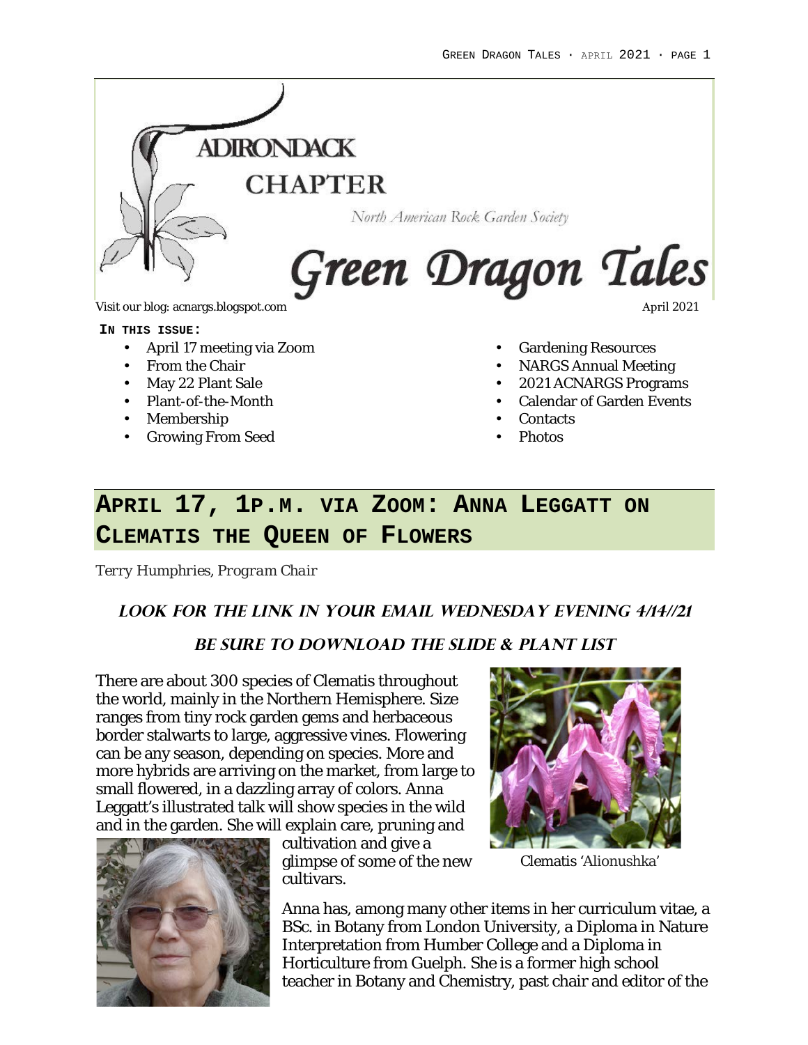# ADIRONDACK CHAPTER

North American Rock Garden Society

# Green Dragon Tales

Visit our blog: acnargs.blogspot.com

April 2021

**IN THIS ISSUE:**

- April 17 meeting via Zoom
- From the Chair
- May 22 Plant Sale
- Plant-of-the-Month
- Membership
- Growing From Seed
- Gardening Resources
- NARGS Annual Meeting
- 2021 ACNARGS Programs
- Calendar of Garden Events
- Contacts
- Photos

## APRIL 17, 1P.M. VIA ZOOM: ANNA LEGGATT ON CLEMATIS THE QUEEN OF FLOWERS

*Terry Humphries, Program Chair*

### *LOOK FOR THE LINK IN YOUR EMAIL WEDNESDAY EVENING 4/14//21*

### *BE SURE TO DOWNLOAD THE SLIDE & PLANT LIST*

There are about 300 species of Clematis throughout the world, mainly in the Northern Hemisphere. Size ranges from tiny rock garden gems and herbaceous border stalwarts to large, aggressive vines. Flowering can be any season, depending on species. More and more hybrids are arriving on the market, from large to small flowered, in a dazzling array of colors. Anna Leggatt's illustrated talk will show species in the wild and in the garden. She will explain care, pruning and cultivation and give a glimpse of some of the new cultivars.

Clematis 'Alionushka'

Anna has, among many other items in her curriculum vitae, a BSc. in Botany from London University, a Diploma in Nature Interpretation from Humber College and a Diploma in Horticulture from Guelph. She is a former high school teacher in Botany and Chemistry, past chair and editor of the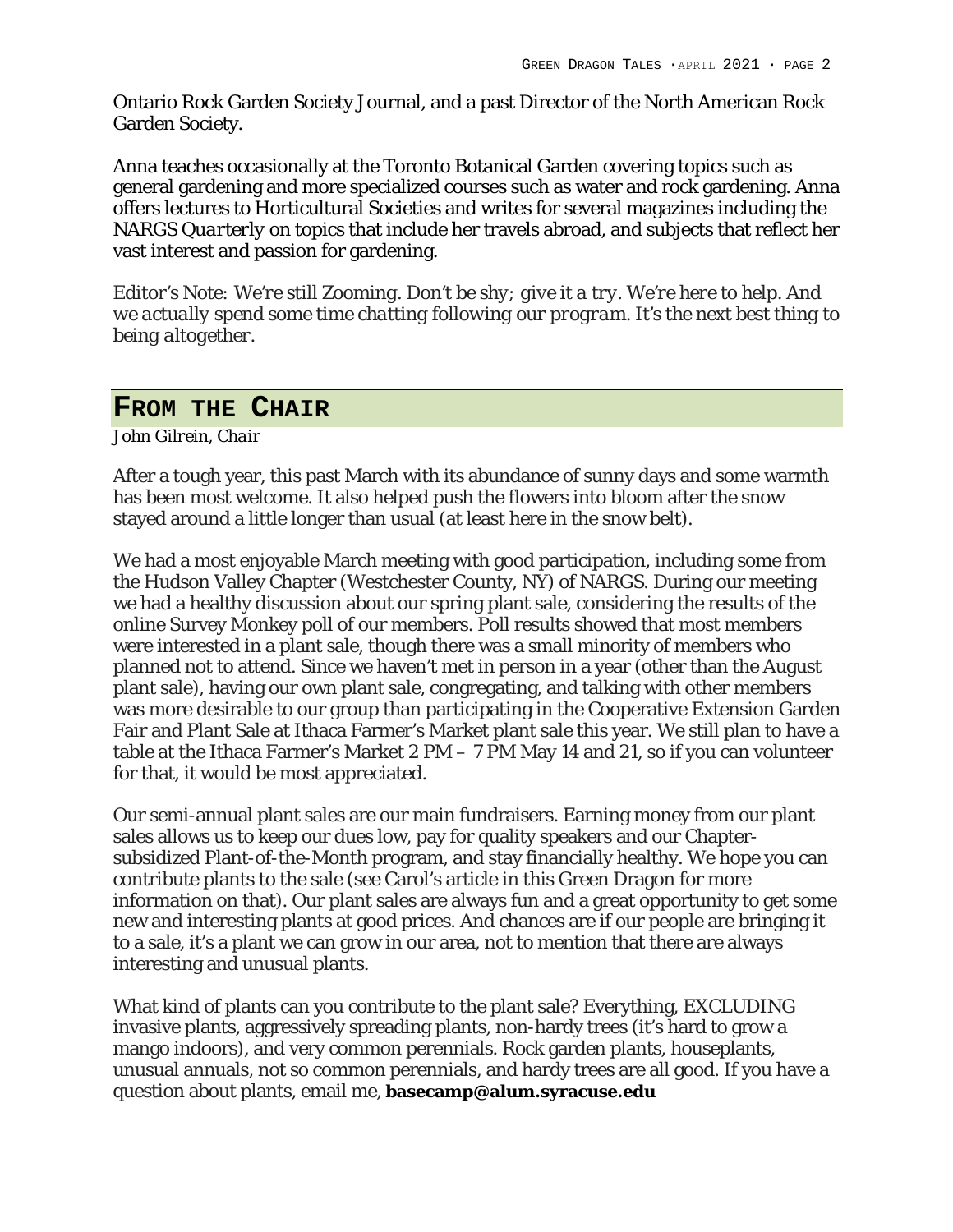Ontario Rock Garden Society Journal, and a past Director of the North American Rock Garden Society.

Anna teaches occasionally at the Toronto Botanical Garden covering topics such as general gardening and more specialized courses such as water and rock gardening. Anna offers lectures to Horticultural Societies and writes for several magazines including the *NARGS Quarterly* on topics that include her travels abroad, and subjects that reflect her vast interest and passion for gardening.

*Editor's Note: We're still Zooming. Don't be shy; give it a try. We're here to help. And we actually spend some time chatting following our program. It's the next best thing to being altogether.*

## FROM THE CHAIR

*John Gilrein, Chair*

After a tough year, this past March with its abundance of sunny days and some warmth has been most welcome. It also helped push the flowers into bloom after the snow stayed around a little longer than usual (at least here in the snow belt).

We had a most enjoyable March meeting with good participation, including some from the Hudson Valley Chapter (Westchester County, NY) of NARGS. During our meeting we had a healthy discussion about our spring plant sale, considering the results of the online Survey Monkey poll of our members. Poll results showed that most members were interested in a plant sale, though there was a small minority of members who planned not to attend. Since we haven't met in person in a year (other than the August plant sale), having our own plant sale, congregating, and talking with other members was more desirable to our group than participating in the Cooperative Extension Garden Fair and Plant Sale at Ithaca Farmer's Market plant sale this year. We still plan to have a table at the Ithaca Farmer's Market 2 PM – 7 PM May 14 and 21, so if you can volunteer for that, it would be most appreciated.

Our semi-annual plant sales are our main fundraisers. Earning money from our plant sales allows us to keep our dues low, pay for quality speakers and our Chapter-subsidized Plant-of-the-Month program, and stay financially healthy. We hope you can contribute plants to the sale (see Carol's article in this Green Dragon for more information on that). Our plant sales are always fun and a great opportunity to get some new and interesting plants at good prices. And chances are if our people are bringing it to a sale, it's a plant we can grow in our area, not to mention that there are always interesting and unusual plants.

What kind of plants can you contribute to the plant sale? Everything, EXCLUDING invasive plants, aggressively spreading plants, non-hardy trees (it's hard to grow a mango indoors), and very common perennials. Rock garden plants, houseplants, unusual annuals, not so common perennials, and hardy trees are all good. If you have a question about plants, email me, **basecamp@alum.syracuse.edu**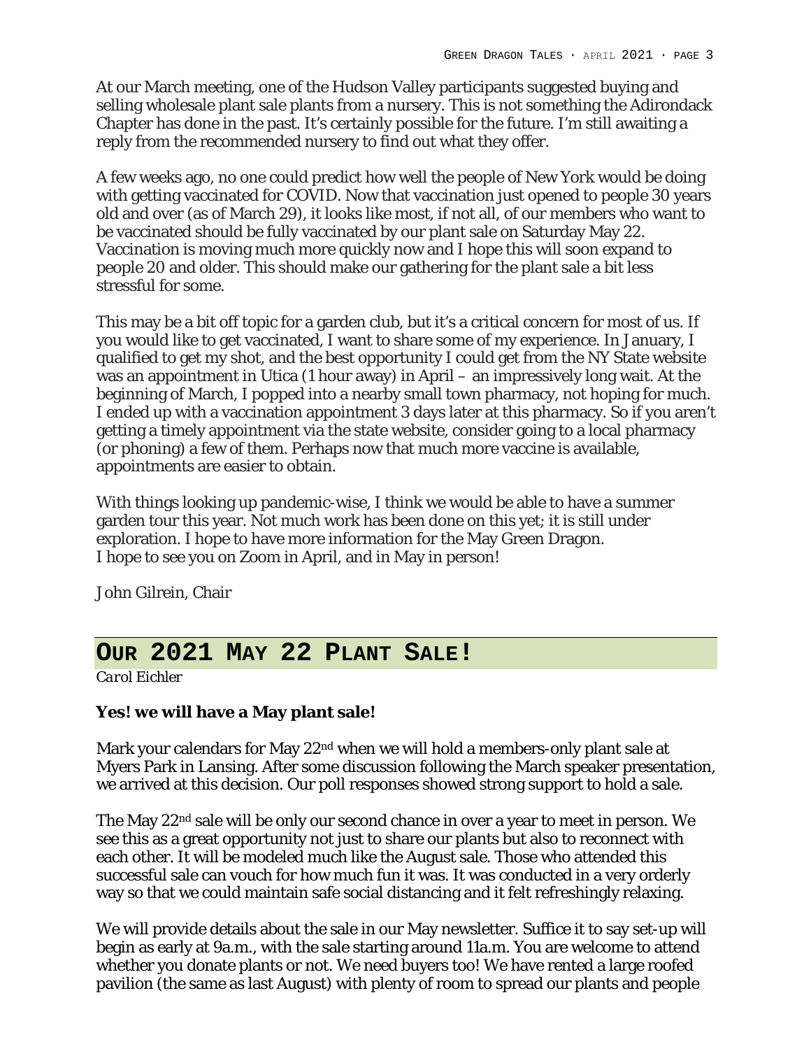At our March meeting, one of the Hudson Valley participants suggested buying and selling wholesale plant sale plants from a nursery. This is not something the Adirondack Chapter has done in the past. It's certainly possible for the future. I'm still awaiting a reply from the recommended nursery to find out what they offer.

A few weeks ago, no one could predict how well the people of New York would be doing with getting vaccinated for COVID. Now that vaccination just opened to people 30 years old and over (as of March 29), it looks like most, if not all, of our members who want to be vaccinated should be fully vaccinated by our plant sale on Saturday May 22. Vaccination is moving much more quickly now and I hope this will soon expand to people 20 and older. This should make our gathering for the plant sale a bit less stressful for some.

This may be a bit off topic for a garden club, but it's a critical concern for most of us. If you would like to get vaccinated, I want to share some of my experience. In January, I qualified to get my shot, and the best opportunity I could get from the NY State website was an appointment in Utica (1 hour away) in April – an impressively long wait. At the beginning of March, I popped into a nearby small town pharmacy, not hoping for much. I ended up with a vaccination appointment 3 days later at this pharmacy. So if you aren't getting a timely appointment via the state website, consider going to a local pharmacy (or phoning) a few of them. Perhaps now that much more vaccine is available, appointments are easier to obtain.

With things looking up pandemic-wise, I think we would be able to have a summer garden tour this year. Not much work has been done on this yet; it is still under exploration. I hope to have more information for the May Green Dragon.
I hope to see you on Zoom in April, and in May in person!

John Gilrein, Chair

## Our 2021 May 22 Plant Sale!

*Carol Eichler*

**Yes! we will have a May plant sale!**

Mark your calendars for May 22nd when we will hold a members-only plant sale at Myers Park in Lansing. After some discussion following the March speaker presentation, we arrived at this decision. Our poll responses showed strong support to hold a sale.

The May 22nd sale will be only our second chance in over a year to meet in person. We see this as a great opportunity not just to share our plants but also to reconnect with each other. It will be modeled much like the August sale. Those who attended this successful sale can vouch for how much fun it was. It was conducted in a very orderly way so that we could maintain safe social distancing and it felt refreshingly relaxing.

We will provide details about the sale in our May newsletter. Suffice it to say set-up will begin as early at 9a.m., with the sale starting around 11a.m. You are welcome to attend whether you donate plants or not. We need buyers too! We have rented a large roofed pavilion (the same as last August) with plenty of room to spread our plants and people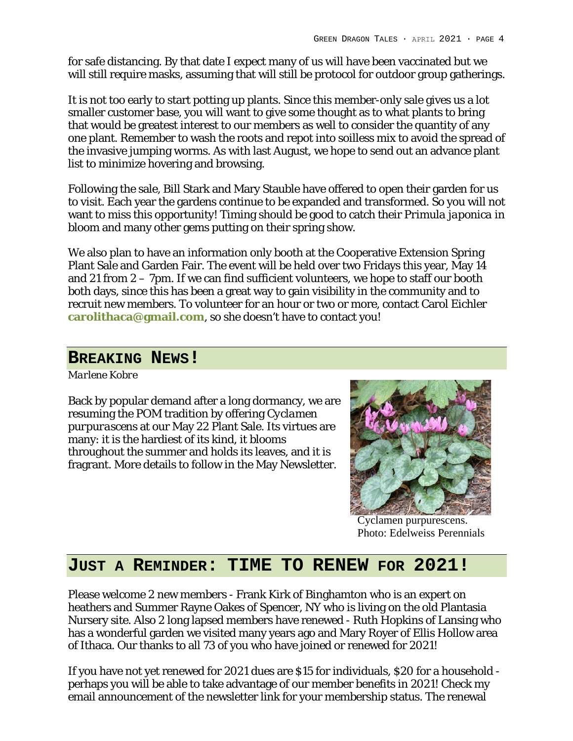for safe distancing. By that date I expect many of us will have been vaccinated but we will still require masks, assuming that will still be protocol for outdoor group gatherings.

It is not too early to start potting up plants. Since this member-only sale gives us a lot smaller customer base, you will want to give some thought as to what plants to bring that would be greatest interest to our members as well to consider the quantity of any one plant. Remember to wash the roots and repot into soilless mix to avoid the spread of the invasive jumping worms. As with last August, we hope to send out an advance plant list to minimize hovering and browsing.

Following the sale, Bill Stark and Mary Stauble have offered to open their garden for us to visit. Each year the gardens continue to be expanded and transformed. So you will not want to miss this opportunity! Timing should be good to catch their *Primula japonica* in bloom and many other gems putting on their spring show.

We also plan to have an information only booth at the Cooperative Extension Spring Plant Sale and Garden Fair. The event will be held over two Fridays this year, May 14 and 21 from 2 – 7pm. If we can find sufficient volunteers, we hope to staff our booth both days, since this has been a great way to gain visibility in the community and to recruit new members. To volunteer for an hour or two or more, contact Carol Eichler **carolithaca@gmail.com**, so she doesn't have to contact you!

## Breaking News!

*Marlene Kobre*

Back by popular demand after a long dormancy, we are resuming the POM tradition by offering *Cyclamen purpurascens* at our May 22 Plant Sale. Its virtues are many: it is the hardiest of its kind, it blooms throughout the summer and holds its leaves, and it is fragrant. More details to follow in the May Newsletter.

Cyclamen purpurescens. Photo: Edelweiss Perennials

## Just a Reminder: TIME TO RENEW for 2021!

Please welcome 2 new members - Frank Kirk of Binghamton who is an expert on heathers and Summer Rayne Oakes of Spencer, NY who is living on the old Plantasia Nursery site. Also 2 long lapsed members have renewed - Ruth Hopkins of Lansing who has a wonderful garden we visited many years ago and Mary Royer of Ellis Hollow area of Ithaca. Our thanks to all 73 of you who have joined or renewed for 2021!

If you have not yet renewed for 2021 dues are $15 for individuals, $20 for a household - perhaps you will be able to take advantage of our member benefits in 2021! Check my email announcement of the newsletter link for your membership status. The renewal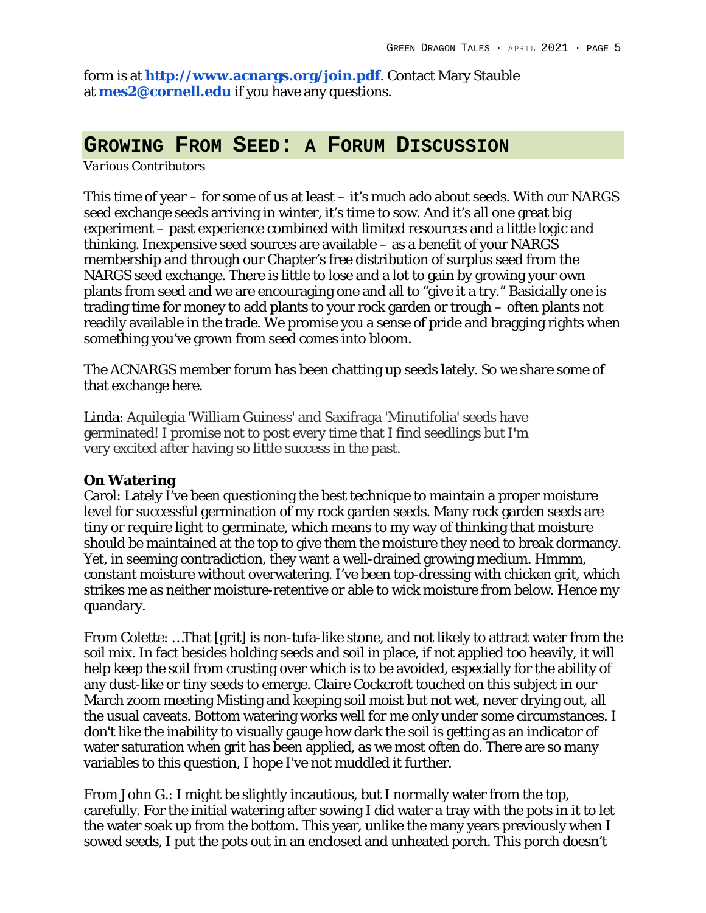form is at **http://www.acnargs.org/join.pdf**. Contact Mary Stauble at **mes2@cornell.edu** if you have any questions.

## GROWING FROM SEED: A FORUM DISCUSSION

*Various Contributors*

This time of year – for some of us at least – it's much ado about seeds. With our NARGS seed exchange seeds arriving in winter, it's time to sow. And it's all one great big experiment – past experience combined with limited resources and a little logic and thinking. Inexpensive seed sources are available – as a benefit of your NARGS membership and through our Chapter's free distribution of surplus seed from the NARGS seed exchange. There is little to lose and a lot to gain by growing your own plants from seed and we are encouraging one and all to "give it a try." Basicially one is trading time for money to add plants to your rock garden or trough – often plants not readily available in the trade. We promise you a sense of pride and bragging rights when something you've grown from seed comes into bloom.

The ACNARGS member forum has been chatting up seeds lately. So we share some of that exchange here.

Linda: Aquilegia 'William Guiness' and Saxifraga 'Minutifolia' seeds have germinated! I promise not to post every time that I find seedlings but I'm very excited after having so little success in the past.

**On Watering**

Carol: Lately I've been questioning the best technique to maintain a proper moisture level for successful germination of my rock garden seeds. Many rock garden seeds are tiny or require light to germinate, which means to my way of thinking that moisture should be maintained at the top to give them the moisture they need to break dormancy. Yet, in seeming contradiction, they want a well-drained growing medium. Hmmm, constant moisture without overwatering. I've been top-dressing with chicken grit, which strikes me as neither moisture-retentive or able to wick moisture from below. Hence my quandary.

From Colette: …That [grit] is non-tufa-like stone, and not likely to attract water from the soil mix. In fact besides holding seeds and soil in place, if not applied too heavily, it will help keep the soil from crusting over which is to be avoided, especially for the ability of any dust-like or tiny seeds to emerge. Claire Cockcroft touched on this subject in our March zoom meeting Misting and keeping soil moist but not wet, never drying out, all the usual caveats. Bottom watering works well for me only under some circumstances. I don't like the inability to visually gauge how dark the soil is getting as an indicator of water saturation when grit has been applied, as we most often do. There are so many variables to this question, I hope I've not muddled it further.

From John G.: I might be slightly incautious, but I normally water from the top, carefully. For the initial watering after sowing I did water a tray with the pots in it to let the water soak up from the bottom. This year, unlike the many years previously when I sowed seeds, I put the pots out in an enclosed and unheated porch. This porch doesn't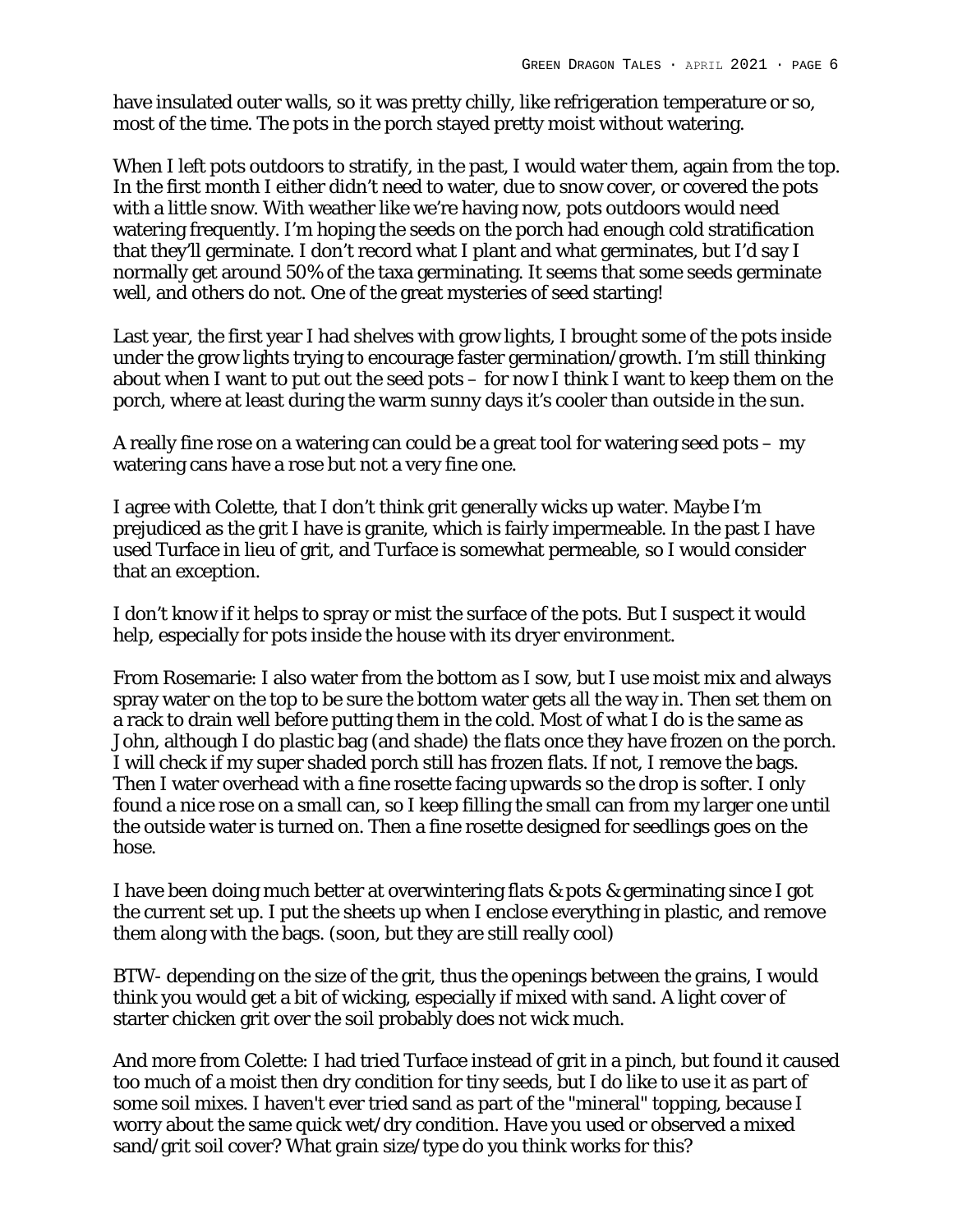have insulated outer walls, so it was pretty chilly, like refrigeration temperature or so, most of the time. The pots in the porch stayed pretty moist without watering.

When I left pots outdoors to stratify, in the past, I would water them, again from the top. In the first month I either didn't need to water, due to snow cover, or covered the pots with a little snow. With weather like we're having now, pots outdoors would need watering frequently. I'm hoping the seeds on the porch had enough cold stratification that they'll germinate. I don't record what I plant and what germinates, but I'd say I normally get around 50% of the taxa germinating. It seems that some seeds germinate well, and others do not. One of the great mysteries of seed starting!

Last year, the first year I had shelves with grow lights, I brought some of the pots inside under the grow lights trying to encourage faster germination/growth. I'm still thinking about when I want to put out the seed pots – for now I think I want to keep them on the porch, where at least during the warm sunny days it's cooler than outside in the sun.

A really fine rose on a watering can could be a great tool for watering seed pots – my watering cans have a rose but not a very fine one.

I agree with Colette, that I don't think grit generally wicks up water. Maybe I'm prejudiced as the grit I have is granite, which is fairly impermeable. In the past I have used Turface in lieu of grit, and Turface is somewhat permeable, so I would consider that an exception.

I don't know if it helps to spray or mist the surface of the pots. But I suspect it would help, especially for pots inside the house with its dryer environment.

From Rosemarie: I also water from the bottom as I sow, but I use moist mix and always spray water on the top to be sure the bottom water gets all the way in. Then set them on a rack to drain well before putting them in the cold. Most of what I do is the same as John, although I do plastic bag (and shade) the flats once they have frozen on the porch. I will check if my super shaded porch still has frozen flats. If not, I remove the bags. Then I water overhead with a fine rosette facing upwards so the drop is softer. I only found a nice rose on a small can, so I keep filling the small can from my larger one until the outside water is turned on. Then a fine rosette designed for seedlings goes on the hose.

I have been doing much better at overwintering flats & pots & germinating since I got the current set up. I put the sheets up when I enclose everything in plastic, and remove them along with the bags. (soon, but they are still really cool)

BTW- depending on the size of the grit, thus the openings between the grains, I would think you would get a bit of wicking, especially if mixed with sand. A light cover of starter chicken grit over the soil probably does not wick much.

And more from Colette: I had tried Turface instead of grit in a pinch, but found it caused too much of a moist then dry condition for tiny seeds, but I do like to use it as part of some soil mixes. I haven't ever tried sand as part of the "mineral" topping, because I worry about the same quick wet/dry condition. Have you used or observed a mixed sand/grit soil cover? What grain size/type do you think works for this?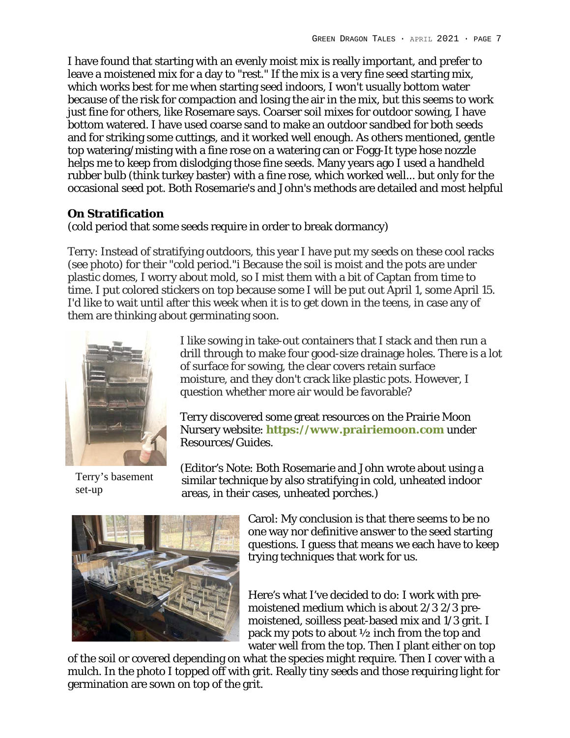I have found that starting with an evenly moist mix is really important, and prefer to leave a moistened mix for a day to "rest." If the mix is a very fine seed starting mix, which works best for me when starting seed indoors, I won't usually bottom water because of the risk for compaction and losing the air in the mix, but this seems to work just fine for others, like Rosemare says. Coarser soil mixes for outdoor sowing, I have bottom watered. I have used coarse sand to make an outdoor sandbed for both seeds and for striking some cuttings, and it worked well enough. As others mentioned, gentle top watering/misting with a fine rose on a watering can or Fogg-It type hose nozzle helps me to keep from dislodging those fine seeds. Many years ago I used a handheld rubber bulb (think turkey baster) with a fine rose, which worked well... but only for the occasional seed pot. Both Rosemarie's and John's methods are detailed and most helpful

**On Stratification**

(cold period that some seeds require in order to break dormancy)

Terry: Instead of stratifying outdoors, this year I have put my seeds on these cool racks (see photo) for their "cold period."i Because the soil is moist and the pots are under plastic domes, I worry about mold, so I mist them with a bit of Captan from time to time. I put colored stickers on top because some I will be put out April 1, some April 15. I'd like to wait until after this week when it is to get down in the teens, in case any of them are thinking about germinating soon.

Terry's basement set-up

I like sowing in take-out containers that I stack and then run a drill through to make four good-size drainage holes. There is a lot of surface for sowing, the clear covers retain surface moisture, and they don't crack like plastic pots. However, I question whether more air would be favorable?

Terry discovered some great resources on the Prairie Moon Nursery website: **https://www.prairiemoon.com** under Resources/Guides.

(Editor's Note: Both Rosemarie and John wrote about using a similar technique by also stratifying in cold, unheated indoor areas, in their cases, unheated porches.)

Carol: My conclusion is that there seems to be no one way nor definitive answer to the seed starting questions. I guess that means we each have to keep trying techniques that work for us.

Here's what I've decided to do: I work with pre-moistened medium which is about 2/3 2/3 pre-moistened, soilless peat-based mix and 1/3 grit. I pack my pots to about ½ inch from the top and water well from the top. Then I plant either on top of the soil or covered depending on what the species might require. Then I cover with a mulch. In the photo I topped off with grit. Really tiny seeds and those requiring light for germination are sown on top of the grit.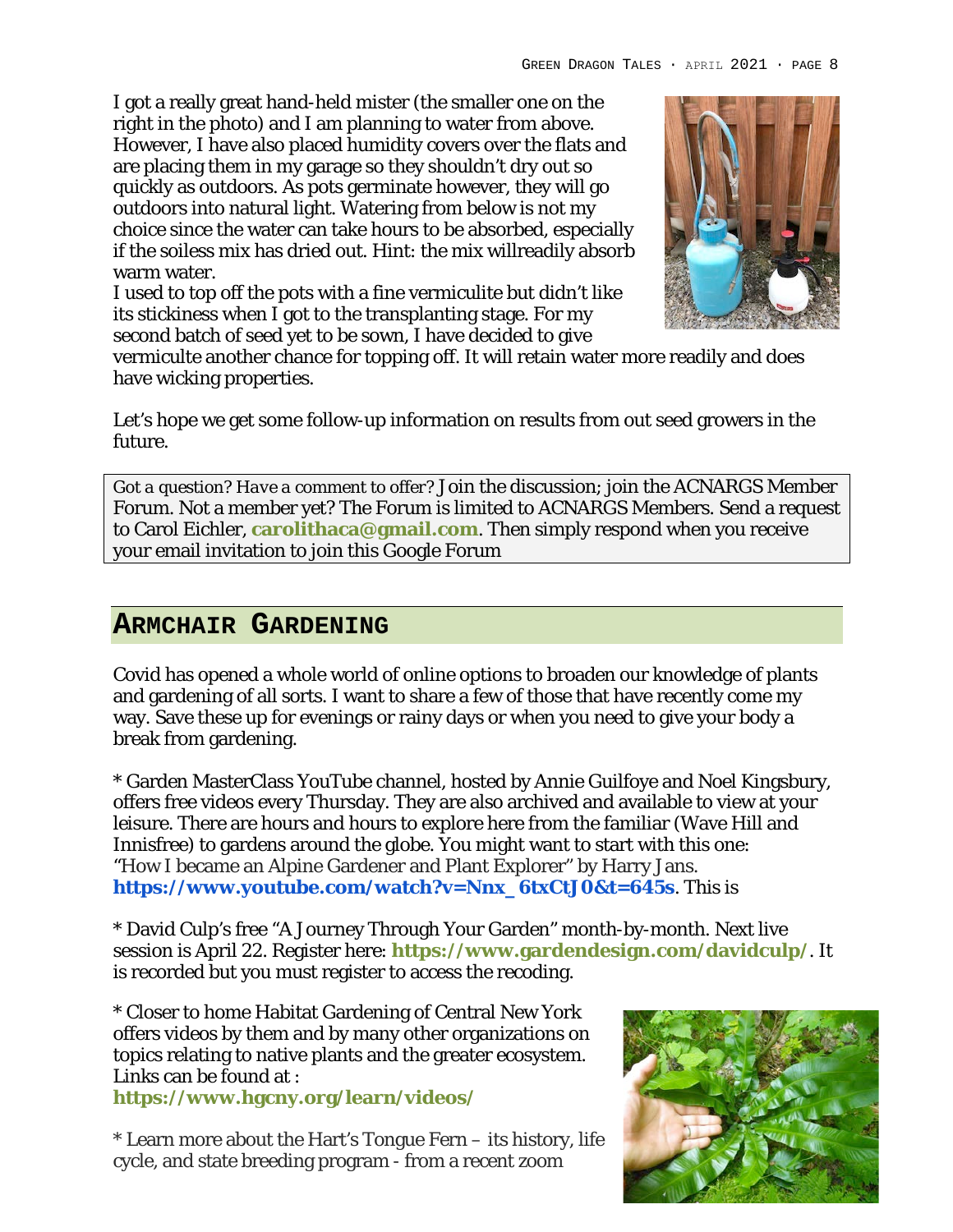I got a really great hand-held mister (the smaller one on the right in the photo) and I am planning to water from above. However, I have also placed humidity covers over the flats and are placing them in my garage so they shouldn't dry out so quickly as outdoors. As pots germinate however, they will go outdoors into natural light. Watering from below is not my choice since the water can take hours to be absorbed, especially if the soiless mix has dried out. Hint: the mix willreadily absorb warm water.

I used to top off the pots with a fine vermiculite but didn't like its stickiness when I got to the transplanting stage. For my second batch of seed yet to be sown, I have decided to give vermiculte another chance for topping off. It will retain water more readily and does have wicking properties.

Let's hope we get some follow-up information on results from out seed growers in the future.

> Got a question? Have a comment to offer? Join the discussion; join the ACNARGS Member Forum. Not a member yet? The Forum is limited to ACNARGS Members. Send a request to Carol Eichler, **carolithaca@gmail.com**. Then simply respond when you receive your email invitation to join this Google Forum

## ARMCHAIR GARDENING

Covid has opened a whole world of online options to broaden our knowledge of plants and gardening of all sorts. I want to share a few of those that have recently come my way. Save these up for evenings or rainy days or when you need to give your body a break from gardening.

* Garden MasterClass YouTube channel, hosted by Annie Guilfoye and Noel Kingsbury, offers free videos every Thursday. They are also archived and available to view at your leisure. There are hours and hours to explore here from the familiar (Wave Hill and Innisfree) to gardens around the globe. You might want to start with this one: "How I became an Alpine Gardener and Plant Explorer" by Harry Jans. **https://www.youtube.com/watch?v=Nnx_6txCtJ0&t=645s**. This is

* David Culp's free "A Journey Through Your Garden" month-by-month. Next live session is April 22. Register here: **https://www.gardendesign.com/davidculp/**. It is recorded but you must register to access the recoding.

* Closer to home Habitat Gardening of Central New York offers videos by them and by many other organizations on topics relating to native plants and the greater ecosystem. Links can be found at :
**https://www.hgcny.org/learn/videos/**

* Learn more about the Hart's Tongue Fern – its history, life cycle, and state breeding program - from a recent zoom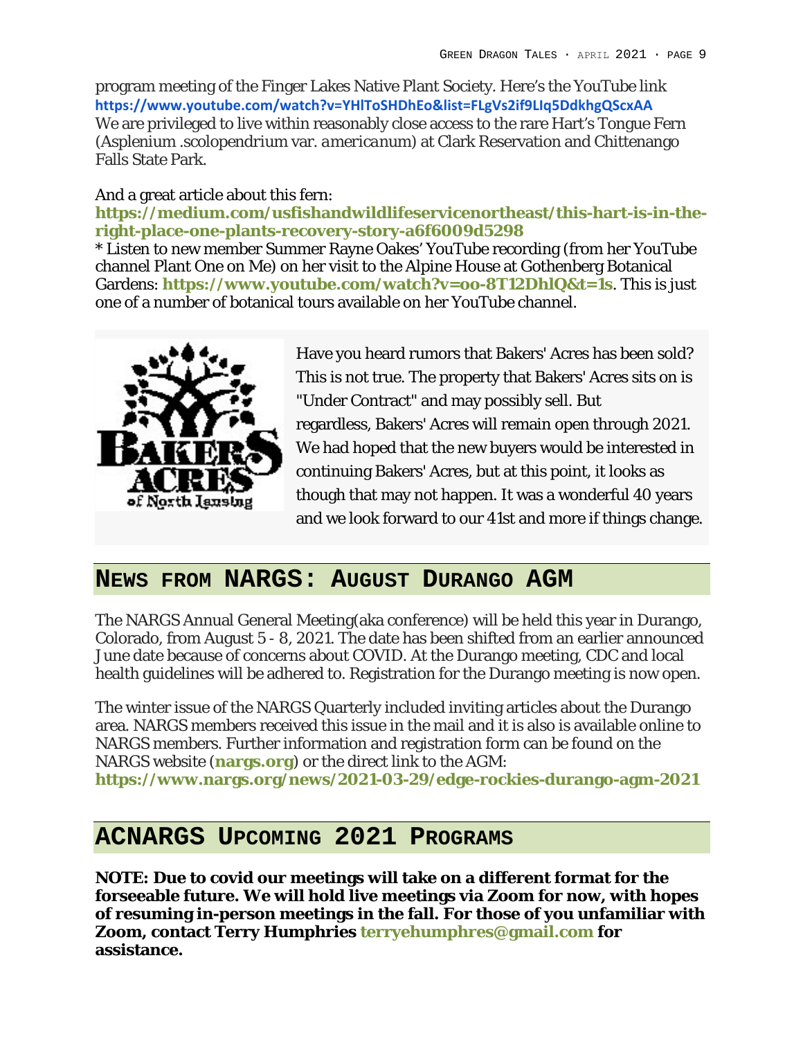program meeting of the Finger Lakes Native Plant Society. Here's the YouTube link **https://www.youtube.com/watch?v=YHlToSHDhEo&list=FLgVs2if9LIq5DdkhgQScxAA**
We are privileged to live within reasonably close access to the rare Hart's Tongue Fern (Asplenium .scolopendrium var. *americanum*) at Clark Reservation and Chittenango Falls State Park.

And a great article about this fern:
**https://medium.com/usfishandwildlifeservicenortheast/this-hart-is-in-the-right-place-one-plants-recovery-story-a6f6009d5298**
* Listen to new member Summer Rayne Oakes' YouTube recording (from her YouTube channel Plant One on Me) on her visit to the Alpine House at Gothenberg Botanical Gardens: **https://www.youtube.com/watch?v=oo-8T12DhlQ&t=1s**. This is just one of a number of botanical tours available on her YouTube channel.

Have you heard rumors that Bakers' Acres has been sold? This is not true. The property that Bakers' Acres sits on is "Under Contract" and may possibly sell. But regardless, Bakers' Acres will remain open through 2021. We had hoped that the new buyers would be interested in continuing Bakers' Acres, but at this point, it looks as though that may not happen. It was a wonderful 40 years and we look forward to our 41st and more if things change.

## News from NARGS: August Durango AGM

The NARGS Annual General Meeting(aka conference) will be held this year in Durango, Colorado, from August 5 - 8, 2021. The date has been shifted from an earlier announced June date because of concerns about COVID. At the Durango meeting, CDC and local health guidelines will be adhered to. Registration for the Durango meeting is now open.

The winter issue of the NARGS Quarterly included inviting articles about the Durango area. NARGS members received this issue in the mail and it is also is available online to NARGS members. Further information and registration form can be found on the NARGS website (**nargs.org**) or the direct link to the AGM:
**https://www.nargs.org/news/2021-03-29/edge-rockies-durango-agm-2021**

## ACNARGS Upcoming 2021 Programs

**NOTE: Due to covid our meetings will take on a different format for the forseeable future. We will hold live meetings via Zoom for now, with hopes of resuming in-person meetings in the fall. For those of you unfamiliar with Zoom, contact Terry Humphries terryehumphres@gmail.com for assistance.**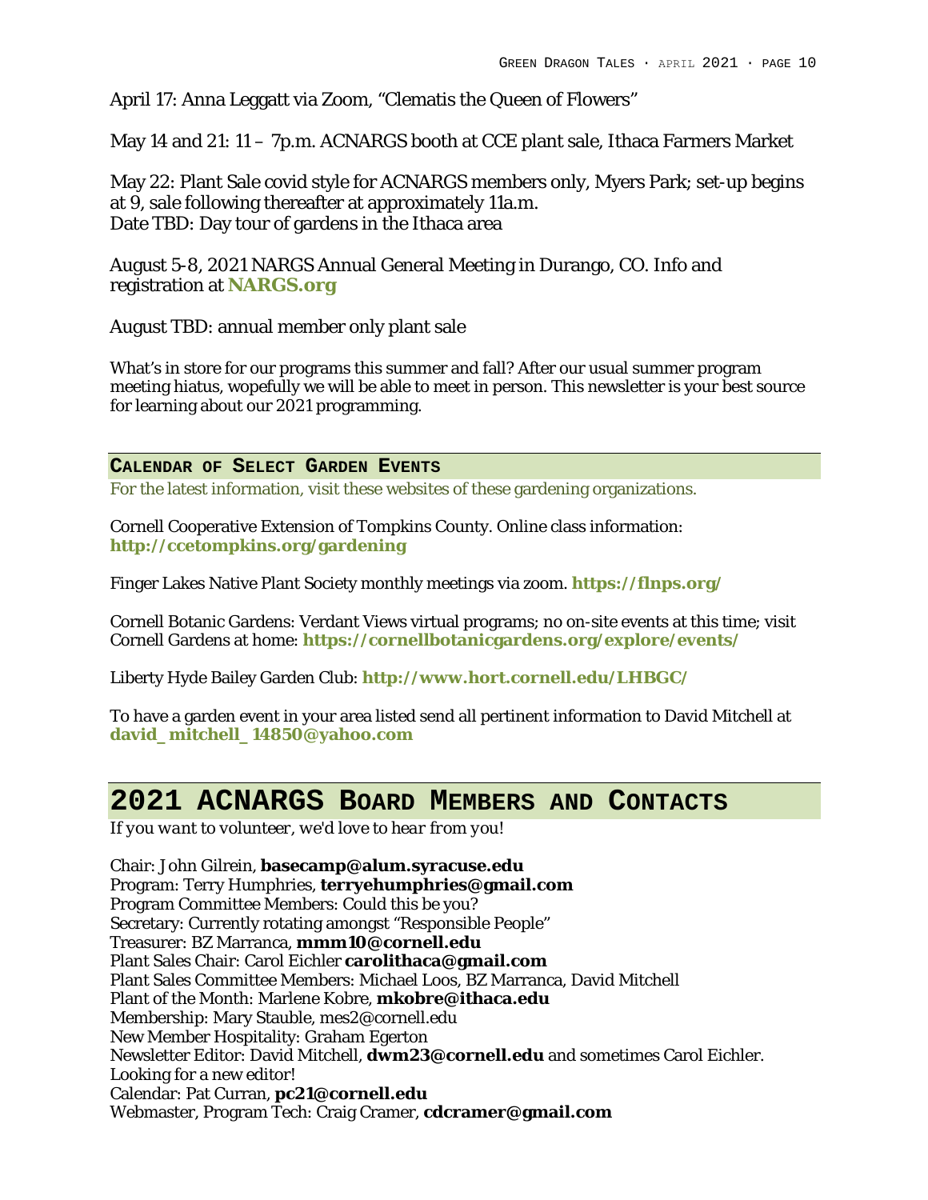April 17: Anna Leggatt via Zoom, "Clematis the Queen of Flowers"

May 14 and 21: 11 – 7p.m. ACNARGS booth at CCE plant sale, Ithaca Farmers Market

May 22: Plant Sale covid style for ACNARGS members only, Myers Park; set-up begins at 9, sale following thereafter at approximately 11a.m.
Date TBD: Day tour of gardens in the Ithaca area

August 5-8, 2021 NARGS Annual General Meeting in Durango, CO. Info and registration at **NARGS.org**

August TBD: annual member only plant sale

What's in store for our programs this summer and fall? After our usual summer program meeting hiatus, wopefully we will be able to meet in person. This newsletter is your best source for learning about our 2021 programming.

### Calendar of Select Garden Events

For the latest information, visit these websites of these gardening organizations.

Cornell Cooperative Extension of Tompkins County. Online class information: **http://ccetompkins.org/gardening**

Finger Lakes Native Plant Society monthly meetings via zoom. **https://flnps.org/**

Cornell Botanic Gardens: Verdant Views virtual programs; no on-site events at this time; visit Cornell Gardens at home: **https://cornellbotanicgardens.org/explore/events/**

Liberty Hyde Bailey Garden Club: **http://www.hort.cornell.edu/LHBGC/**

To have a garden event in your area listed send all pertinent information to David Mitchell at **david_mitchell_14850@yahoo.com**

## 2021 ACNARGS Board Members and Contacts

*If you want to volunteer, we'd love to hear from you!*

Chair: John Gilrein, **basecamp@alum.syracuse.edu**
Program: Terry Humphries, **terryehumphries@gmail.com**
Program Committee Members: Could this be you?
Secretary: Currently rotating amongst "Responsible People"
Treasurer: BZ Marranca, **mmm10@cornell.edu**
Plant Sales Chair: Carol Eichler **carolithaca@gmail.com**
Plant Sales Committee Members: Michael Loos, BZ Marranca, David Mitchell
Plant of the Month: Marlene Kobre, **mkobre@ithaca.edu**
Membership: Mary Stauble, mes2@cornell.edu
New Member Hospitality: Graham Egerton
Newsletter Editor: David Mitchell, **dwm23@cornell.edu** and sometimes Carol Eichler. Looking for a new editor!
Calendar: Pat Curran, **pc21@cornell.edu**
Webmaster, Program Tech: Craig Cramer, **cdcramer@gmail.com**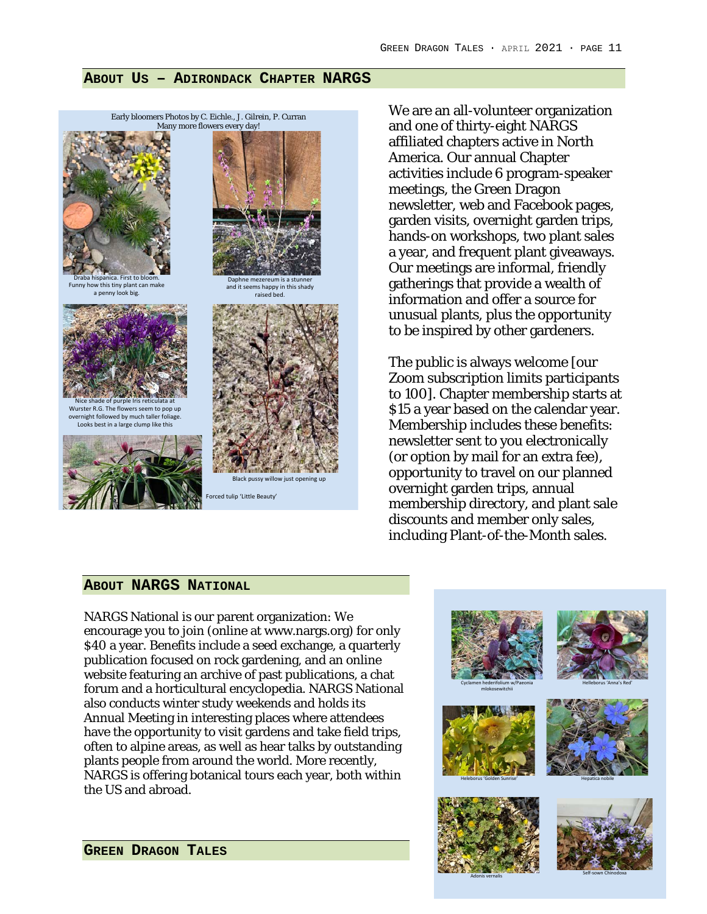## About Us – Adirondack Chapter NARGS

Early bloomers Photos by C. Eichle., J. Gilrein, P. Curran
Many more flowers every day!

Draba hispanica. First to bloom. Funny how this tiny plant can make a penny look big.

Daphne mezereum is a stunner and it seems happy in this shady raised bed.

Nice shade of purple Iris reticulata at Wurster R.G. The flowers seem to pop up overnight followed by much taller foliage. Looks best in a large clump like this

Black pussy willow just opening up

Forced tulip 'Little Beauty'

We are an all-volunteer organization and one of thirty-eight NARGS affiliated chapters active in North America. Our annual Chapter activities include 6 program-speaker meetings, the Green Dragon newsletter, web and Facebook pages, garden visits, overnight garden trips, hands-on workshops, two plant sales a year, and frequent plant giveaways. Our meetings are informal, friendly gatherings that provide a wealth of information and offer a source for unusual plants, plus the opportunity to be inspired by other gardeners.

The public is always welcome [our Zoom subscription limits participants to 100]. Chapter membership starts at $15 a year based on the calendar year. Membership includes these benefits: newsletter sent to you electronically (or option by mail for an extra fee), opportunity to travel on our planned overnight garden trips, annual membership directory, and plant sale discounts and member only sales, including Plant-of-the-Month sales.

## About NARGS National

NARGS National is our parent organization: We encourage you to join (online at www.nargs.org) for only $40 a year. Benefits include a seed exchange, a quarterly publication focused on rock gardening, and an online website featuring an archive of past publications, a chat forum and a horticultural encyclopedia. NARGS National also conducts winter study weekends and holds its Annual Meeting in interesting places where attendees have the opportunity to visit gardens and take field trips, often to alpine areas, as well as hear talks by outstanding plants people from around the world. More recently, NARGS is offering botanical tours each year, both within the US and abroad.

Cyclamen hederifolium w/Paeonia mlokosewitchii

Helleborus 'Anna's Red'

Heleborus 'Golden Sunrise'

Hepatica nobile

Adonis vernalis

Self-sown Chinodoxa

## Green Dragon Tales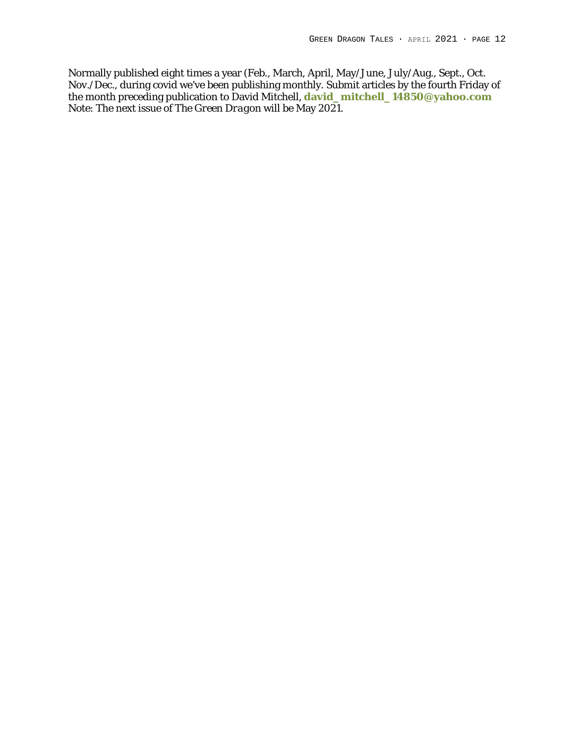Normally published eight times a year (Feb., March, April, May/June, July/Aug., Sept., Oct. Nov./Dec., during covid we've been publishing monthly. Submit articles by the fourth Friday of the month preceding publication to David Mitchell, **david_mitchell_14850@yahoo.com**
Note: The next issue of *The Green Dragon* will be May 2021.